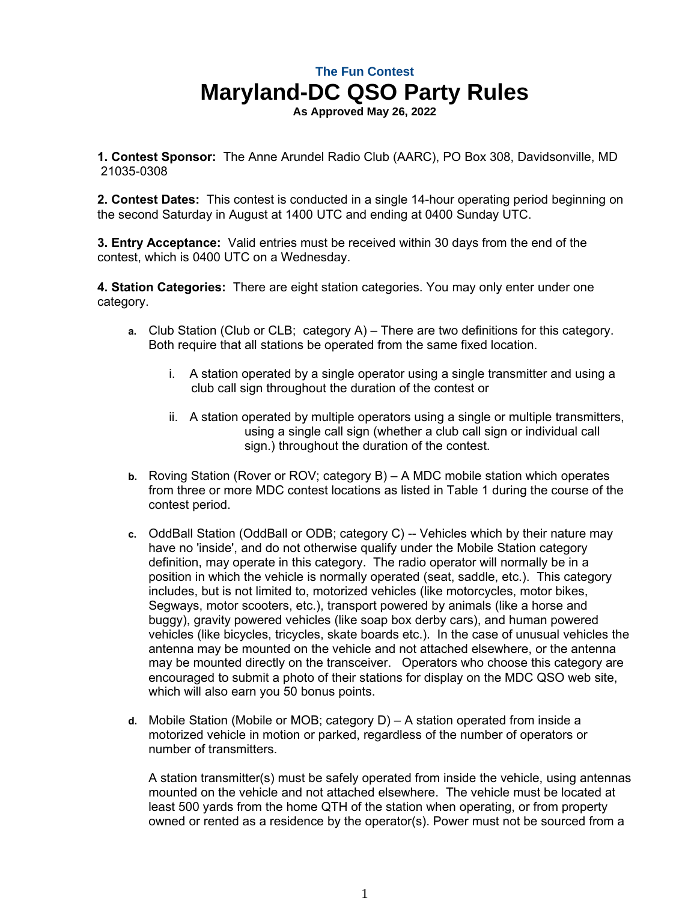**The Fun Contest**

# Maryland-DC QSO Party Rules

**As Approved May 26, 2022**

**1. Contest Sponsor:** The Anne Arundel Radio Club (AARC), PO Box 308, Davidsonville, MD 21035-0308

**2. Contest Dates:** This contest is conducted in a single 14-hour operating period beginning on the second Saturday in August at 1400 UTC and ending at 0400 Sunday UTC.

**3. Entry Acceptance:** Valid entries must be received within 30 days from the end of the contest, which is 0400 UTC on a Wednesday.

**4. Station Categories:** There are eight station categories. You may only enter under one category.

a. Club Station (Club or CLB; category A) – There are two definitions for this category. Both require that all stations be operated from the same fixed location.

   i. A station operated by a single operator using a single transmitter and using a club call sign throughout the duration of the contest or

   ii. A station operated by multiple operators using a single or multiple transmitters, using a single call sign (whether a club call sign or individual call sign.) throughout the duration of the contest.

b. Roving Station (Rover or ROV; category B) – A MDC mobile station which operates from three or more MDC contest locations as listed in Table 1 during the course of the contest period.

c. OddBall Station (OddBall or ODB; category C) -- Vehicles which by their nature may have no 'inside', and do not otherwise qualify under the Mobile Station category definition, may operate in this category. The radio operator will normally be in a position in which the vehicle is normally operated (seat, saddle, etc.). This category includes, but is not limited to, motorized vehicles (like motorcycles, motor bikes, Segways, motor scooters, etc.), transport powered by animals (like a horse and buggy), gravity powered vehicles (like soap box derby cars), and human powered vehicles (like bicycles, tricycles, skate boards etc.). In the case of unusual vehicles the antenna may be mounted on the vehicle and not attached elsewhere, or the antenna may be mounted directly on the transceiver. Operators who choose this category are encouraged to submit a photo of their stations for display on the MDC QSO web site, which will also earn you 50 bonus points.

d. Mobile Station (Mobile or MOB; category D) – A station operated from inside a motorized vehicle in motion or parked, regardless of the number of operators or number of transmitters.

   A station transmitter(s) must be safely operated from inside the vehicle, using antennas mounted on the vehicle and not attached elsewhere. The vehicle must be located at least 500 yards from the home QTH of the station when operating, or from property owned or rented as a residence by the operator(s). Power must not be sourced from a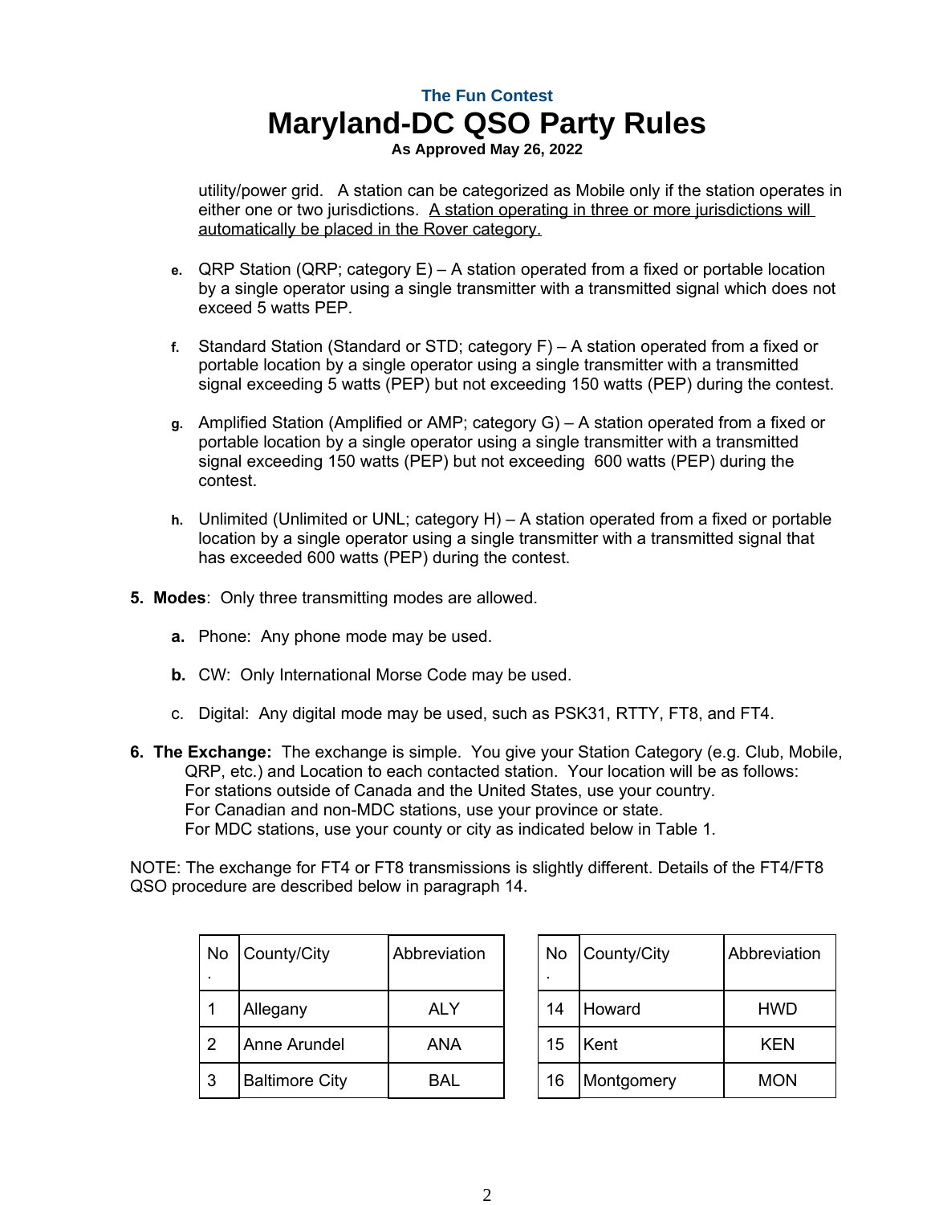utility/power grid.   A station can be categorized as Mobile only if the station operates in either one or two jurisdictions.  A station operating in three or more jurisdictions will automatically be placed in the Rover category.

e. QRP Station (QRP; category E) – A station operated from a fixed or portable location by a single operator using a single transmitter with a transmitted signal which does not exceed 5 watts PEP.

f. Standard Station (Standard or STD; category F) – A station operated from a fixed or portable location by a single operator using a single transmitter with a transmitted signal exceeding 5 watts (PEP) but not exceeding 150 watts (PEP) during the contest.

g. Amplified Station (Amplified or AMP; category G) – A station operated from a fixed or portable location by a single operator using a single transmitter with a transmitted signal exceeding 150 watts (PEP) but not exceeding  600 watts (PEP) during the contest.

h. Unlimited (Unlimited or UNL; category H) – A station operated from a fixed or portable location by a single operator using a single transmitter with a transmitted signal that has exceeded 600 watts (PEP) during the contest.

5. **Modes**:  Only three transmitting modes are allowed.

   **a.** Phone:  Any phone mode may be used.

   **b.** CW:  Only International Morse Code may be used.

   c. Digital:  Any digital mode may be used, such as PSK31, RTTY, FT8, and FT4.

6. **The Exchange:**  The exchange is simple.  You give your Station Category (e.g. Club, Mobile, QRP, etc.) and Location to each contacted station.  Your location will be as follows:
   For stations outside of Canada and the United States, use your country.
   For Canadian and non-MDC stations, use your province or state.
   For MDC stations, use your county or city as indicated below in Table 1.

NOTE: The exchange for FT4 or FT8 transmissions is slightly different. Details of the FT4/FT8 QSO procedure are described below in paragraph 14.

| No. | County/City | Abbreviation |
|---|---|---|
| 1 | Allegany | ALY |
| 2 | Anne Arundel | ANA |
| 3 | Baltimore City | BAL |

| No. | County/City | Abbreviation |
|---|---|---|
| 14 | Howard | HWD |
| 15 | Kent | KEN |
| 16 | Montgomery | MON |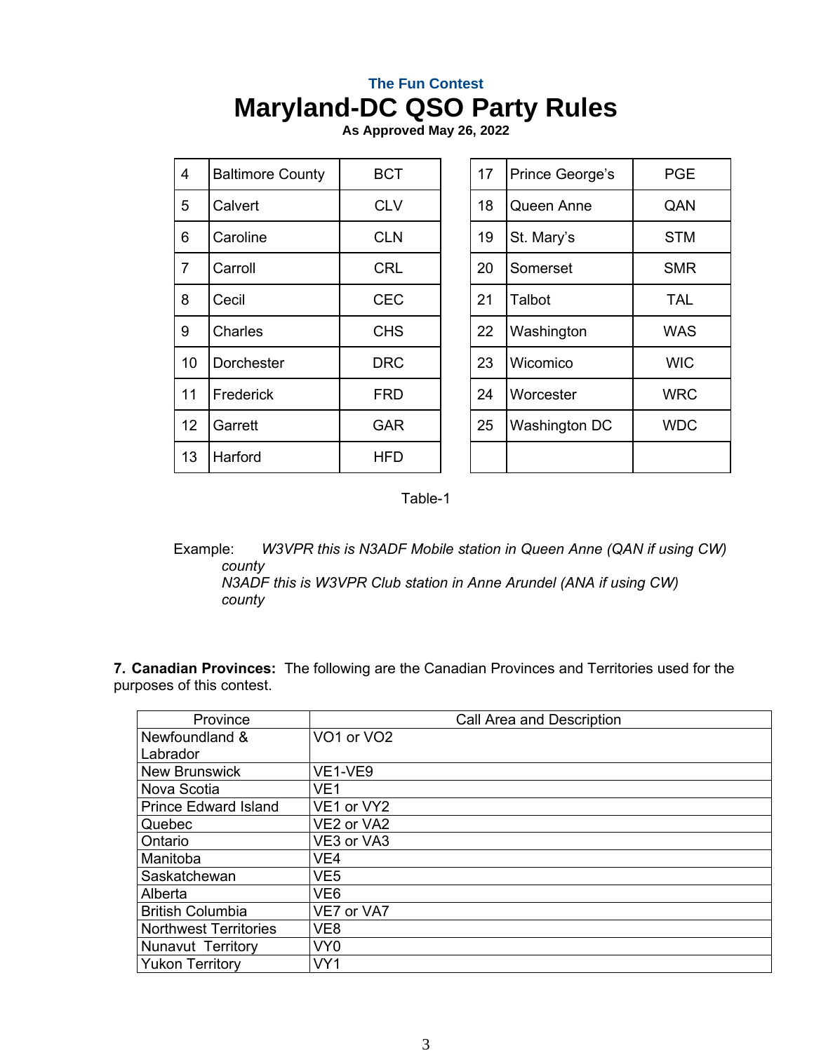The Fun Contest

# Maryland-DC QSO Party Rules

**As Approved May 26, 2022**

| | | | | | |
|---|---|---|---|---|---|
| 4 | Baltimore County | BCT | 17 | Prince George's | PGE |
| 5 | Calvert | CLV | 18 | Queen Anne | QAN |
| 6 | Caroline | CLN | 19 | St. Mary's | STM |
| 7 | Carroll | CRL | 20 | Somerset | SMR |
| 8 | Cecil | CEC | 21 | Talbot | TAL |
| 9 | Charles | CHS | 22 | Washington | WAS |
| 10 | Dorchester | DRC | 23 | Wicomico | WIC |
| 11 | Frederick | FRD | 24 | Worcester | WRC |
| 12 | Garrett | GAR | 25 | Washington DC | WDC |
| 13 | Harford | HFD | | | |

Table-1

Example: *W3VPR this is N3ADF Mobile station in Queen Anne (QAN if using CW) county*
*N3ADF this is W3VPR Club station in Anne Arundel (ANA if using CW) county*

**7. Canadian Provinces:** The following are the Canadian Provinces and Territories used for the purposes of this contest.

| Province | Call Area and Description |
|---|---|
| Newfoundland & Labrador | VO1 or VO2 |
| New Brunswick | VE1-VE9 |
| Nova Scotia | VE1 |
| Prince Edward Island | VE1 or VY2 |
| Quebec | VE2 or VA2 |
| Ontario | VE3 or VA3 |
| Manitoba | VE4 |
| Saskatchewan | VE5 |
| Alberta | VE6 |
| British Columbia | VE7 or VA7 |
| Northwest Territories | VE8 |
| Nunavut Territory | VY0 |
| Yukon Territory | VY1 |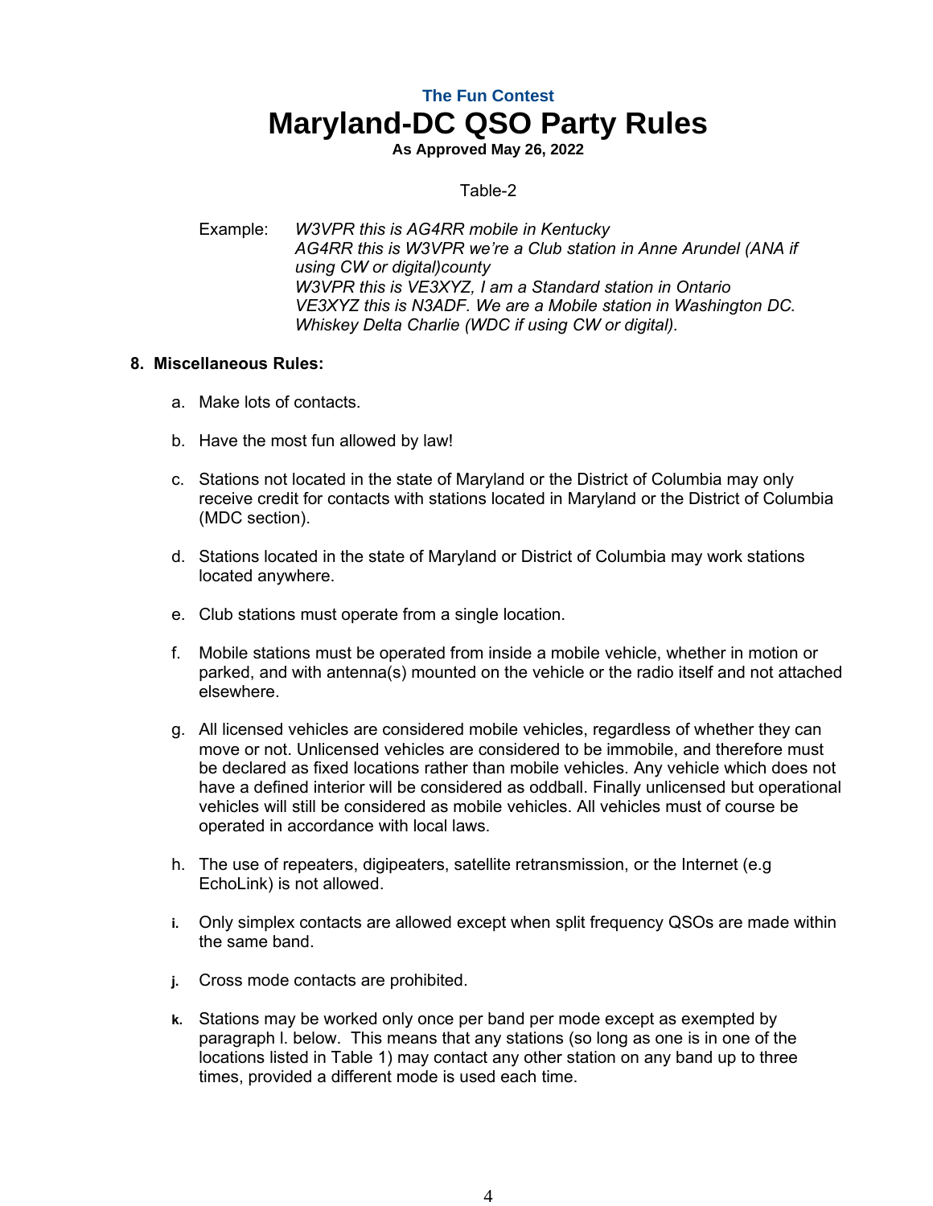The Fun Contest

# Maryland-DC QSO Party Rules

**As Approved May 26, 2022**

Table-2

Example: *W3VPR this is AG4RR mobile in Kentucky*
*AG4RR this is W3VPR we're a Club station in Anne Arundel (ANA if using CW or digital)county*
*W3VPR this is VE3XYZ, I am a Standard station in Ontario*
*VE3XYZ this is N3ADF. We are a Mobile station in Washington DC. Whiskey Delta Charlie (WDC if using CW or digital).*

**8. Miscellaneous Rules:**

a. Make lots of contacts.

b. Have the most fun allowed by law!

c. Stations not located in the state of Maryland or the District of Columbia may only receive credit for contacts with stations located in Maryland or the District of Columbia (MDC section).

d. Stations located in the state of Maryland or District of Columbia may work stations located anywhere.

e. Club stations must operate from a single location.

f. Mobile stations must be operated from inside a mobile vehicle, whether in motion or parked, and with antenna(s) mounted on the vehicle or the radio itself and not attached elsewhere.

g. All licensed vehicles are considered mobile vehicles, regardless of whether they can move or not. Unlicensed vehicles are considered to be immobile, and therefore must be declared as fixed locations rather than mobile vehicles. Any vehicle which does not have a defined interior will be considered as oddball. Finally unlicensed but operational vehicles will still be considered as mobile vehicles. All vehicles must of course be operated in accordance with local laws.

h. The use of repeaters, digipeaters, satellite retransmission, or the Internet (e.g EchoLink) is not allowed.

i. Only simplex contacts are allowed except when split frequency QSOs are made within the same band.

j. Cross mode contacts are prohibited.

k. Stations may be worked only once per band per mode except as exempted by paragraph l. below. This means that any stations (so long as one is in one of the locations listed in Table 1) may contact any other station on any band up to three times, provided a different mode is used each time.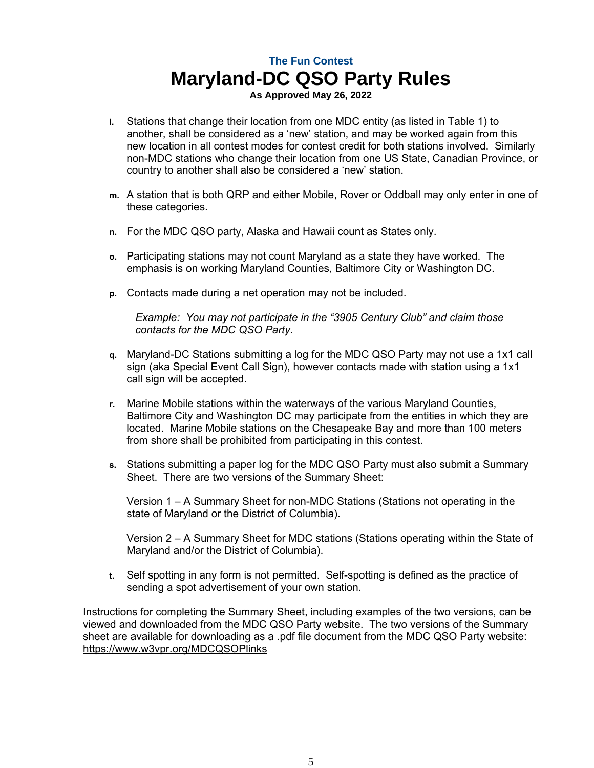The Fun Contest

# Maryland-DC QSO Party Rules

**As Approved May 26, 2022**

- **l.** Stations that change their location from one MDC entity (as listed in Table 1) to another, shall be considered as a 'new' station, and may be worked again from this new location in all contest modes for contest credit for both stations involved. Similarly non-MDC stations who change their location from one US State, Canadian Province, or country to another shall also be considered a 'new' station.

- **m.** A station that is both QRP and either Mobile, Rover or Oddball may only enter in one of these categories.

- **n.** For the MDC QSO party, Alaska and Hawaii count as States only.

- **o.** Participating stations may not count Maryland as a state they have worked. The emphasis is on working Maryland Counties, Baltimore City or Washington DC.

- **p.** Contacts made during a net operation may not be included.

  *Example: You may not participate in the "3905 Century Club" and claim those contacts for the MDC QSO Party.*

- **q.** Maryland-DC Stations submitting a log for the MDC QSO Party may not use a 1x1 call sign (aka Special Event Call Sign), however contacts made with station using a 1x1 call sign will be accepted.

- **r.** Marine Mobile stations within the waterways of the various Maryland Counties, Baltimore City and Washington DC may participate from the entities in which they are located. Marine Mobile stations on the Chesapeake Bay and more than 100 meters from shore shall be prohibited from participating in this contest.

- **s.** Stations submitting a paper log for the MDC QSO Party must also submit a Summary Sheet. There are two versions of the Summary Sheet:

  Version 1 – A Summary Sheet for non-MDC Stations (Stations not operating in the state of Maryland or the District of Columbia).

  Version 2 – A Summary Sheet for MDC stations (Stations operating within the State of Maryland and/or the District of Columbia).

- **t.** Self spotting in any form is not permitted. Self-spotting is defined as the practice of sending a spot advertisement of your own station.

Instructions for completing the Summary Sheet, including examples of the two versions, can be viewed and downloaded from the MDC QSO Party website. The two versions of the Summary sheet are available for downloading as a .pdf file document from the MDC QSO Party website: https://www.w3vpr.org/MDCQSOPlinks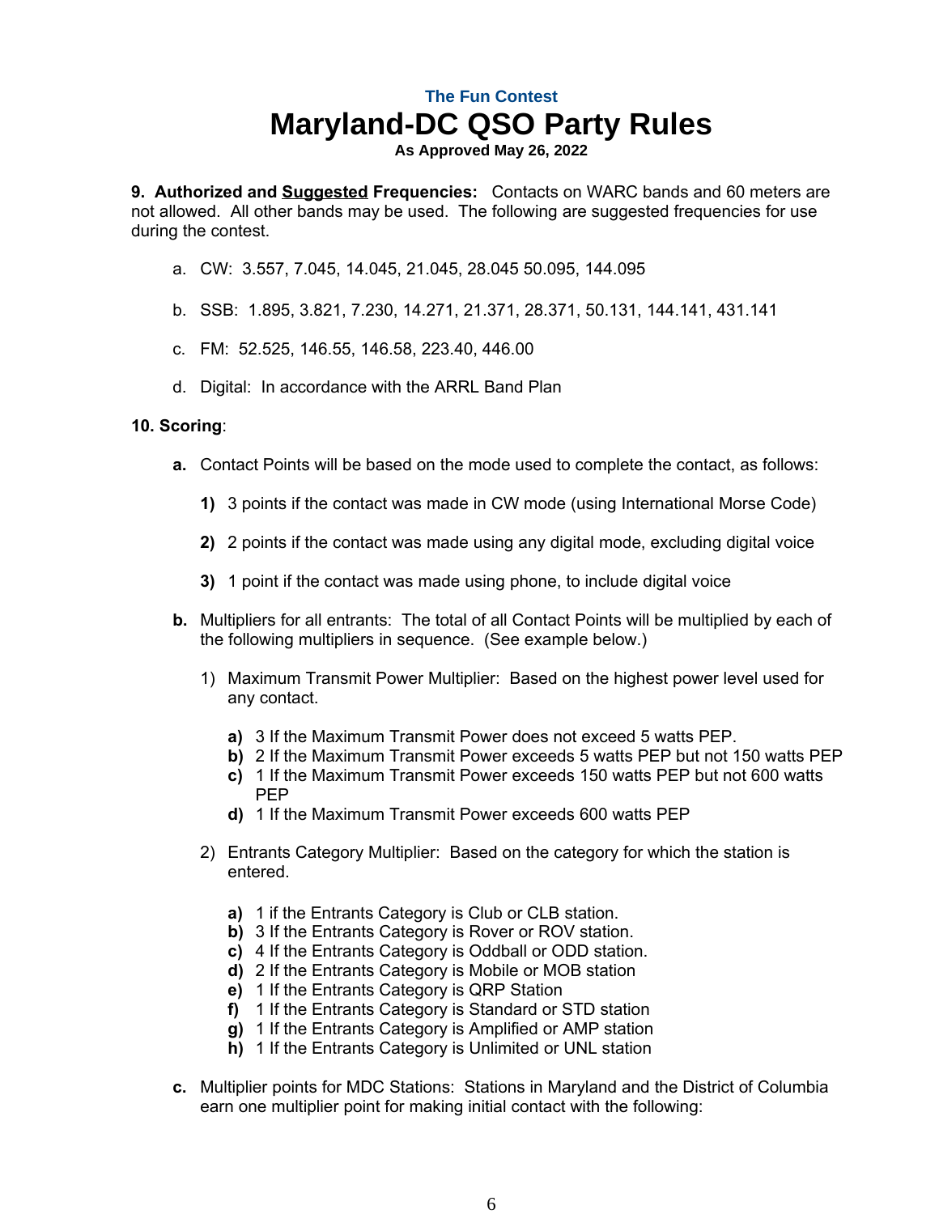The Fun Contest

# Maryland-DC QSO Party Rules

**As Approved May 26, 2022**

**9. Authorized and <u>Suggested</u> Frequencies:** Contacts on WARC bands and 60 meters are not allowed. All other bands may be used. The following are suggested frequencies for use during the contest.

a. CW: 3.557, 7.045, 14.045, 21.045, 28.045 50.095, 144.095

b. SSB: 1.895, 3.821, 7.230, 14.271, 21.371, 28.371, 50.131, 144.141, 431.141

c. FM: 52.525, 146.55, 146.58, 223.40, 446.00

d. Digital: In accordance with the ARRL Band Plan

**10. Scoring**:

**a.** Contact Points will be based on the mode used to complete the contact, as follows:

**1)** 3 points if the contact was made in CW mode (using International Morse Code)

**2)** 2 points if the contact was made using any digital mode, excluding digital voice

**3)** 1 point if the contact was made using phone, to include digital voice

**b.** Multipliers for all entrants: The total of all Contact Points will be multiplied by each of the following multipliers in sequence. (See example below.)

1) Maximum Transmit Power Multiplier: Based on the highest power level used for any contact.

**a)** 3 If the Maximum Transmit Power does not exceed 5 watts PEP.
**b)** 2 If the Maximum Transmit Power exceeds 5 watts PEP but not 150 watts PEP
**c)** 1 If the Maximum Transmit Power exceeds 150 watts PEP but not 600 watts PEP
**d)** 1 If the Maximum Transmit Power exceeds 600 watts PEP

2) Entrants Category Multiplier: Based on the category for which the station is entered.

**a)** 1 if the Entrants Category is Club or CLB station.
**b)** 3 If the Entrants Category is Rover or ROV station.
**c)** 4 If the Entrants Category is Oddball or ODD station.
**d)** 2 If the Entrants Category is Mobile or MOB station
**e)** 1 If the Entrants Category is QRP Station
**f)** 1 If the Entrants Category is Standard or STD station
**g)** 1 If the Entrants Category is Amplified or AMP station
**h)** 1 If the Entrants Category is Unlimited or UNL station

**c.** Multiplier points for MDC Stations: Stations in Maryland and the District of Columbia earn one multiplier point for making initial contact with the following: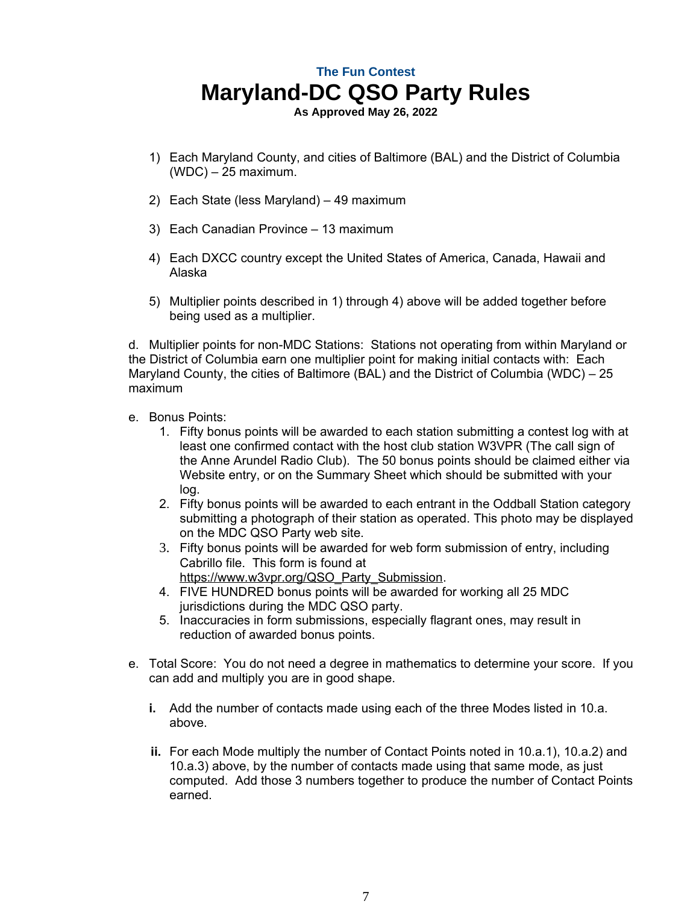**The Fun Contest**

# Maryland-DC QSO Party Rules

**As Approved May 26, 2022**

1) Each Maryland County, and cities of Baltimore (BAL) and the District of Columbia (WDC) – 25 maximum.

2) Each State (less Maryland) – 49 maximum

3) Each Canadian Province – 13 maximum

4) Each DXCC country except the United States of America, Canada, Hawaii and Alaska

5) Multiplier points described in 1) through 4) above will be added together before being used as a multiplier.

d. Multiplier points for non-MDC Stations: Stations not operating from within Maryland or the District of Columbia earn one multiplier point for making initial contacts with: Each Maryland County, the cities of Baltimore (BAL) and the District of Columbia (WDC) – 25 maximum

e. Bonus Points:
   1. Fifty bonus points will be awarded to each station submitting a contest log with at least one confirmed contact with the host club station W3VPR (The call sign of the Anne Arundel Radio Club). The 50 bonus points should be claimed either via Website entry, or on the Summary Sheet which should be submitted with your log.
   2. Fifty bonus points will be awarded to each entrant in the Oddball Station category submitting a photograph of their station as operated. This photo may be displayed on the MDC QSO Party web site.
   3. Fifty bonus points will be awarded for web form submission of entry, including Cabrillo file. This form is found at https://www.w3vpr.org/QSO_Party_Submission.
   4. FIVE HUNDRED bonus points will be awarded for working all 25 MDC jurisdictions during the MDC QSO party.
   5. Inaccuracies in form submissions, especially flagrant ones, may result in reduction of awarded bonus points.

e. Total Score: You do not need a degree in mathematics to determine your score. If you can add and multiply you are in good shape.

   **i.** Add the number of contacts made using each of the three Modes listed in 10.a. above.

   **ii.** For each Mode multiply the number of Contact Points noted in 10.a.1), 10.a.2) and 10.a.3) above, by the number of contacts made using that same mode, as just computed. Add those 3 numbers together to produce the number of Contact Points earned.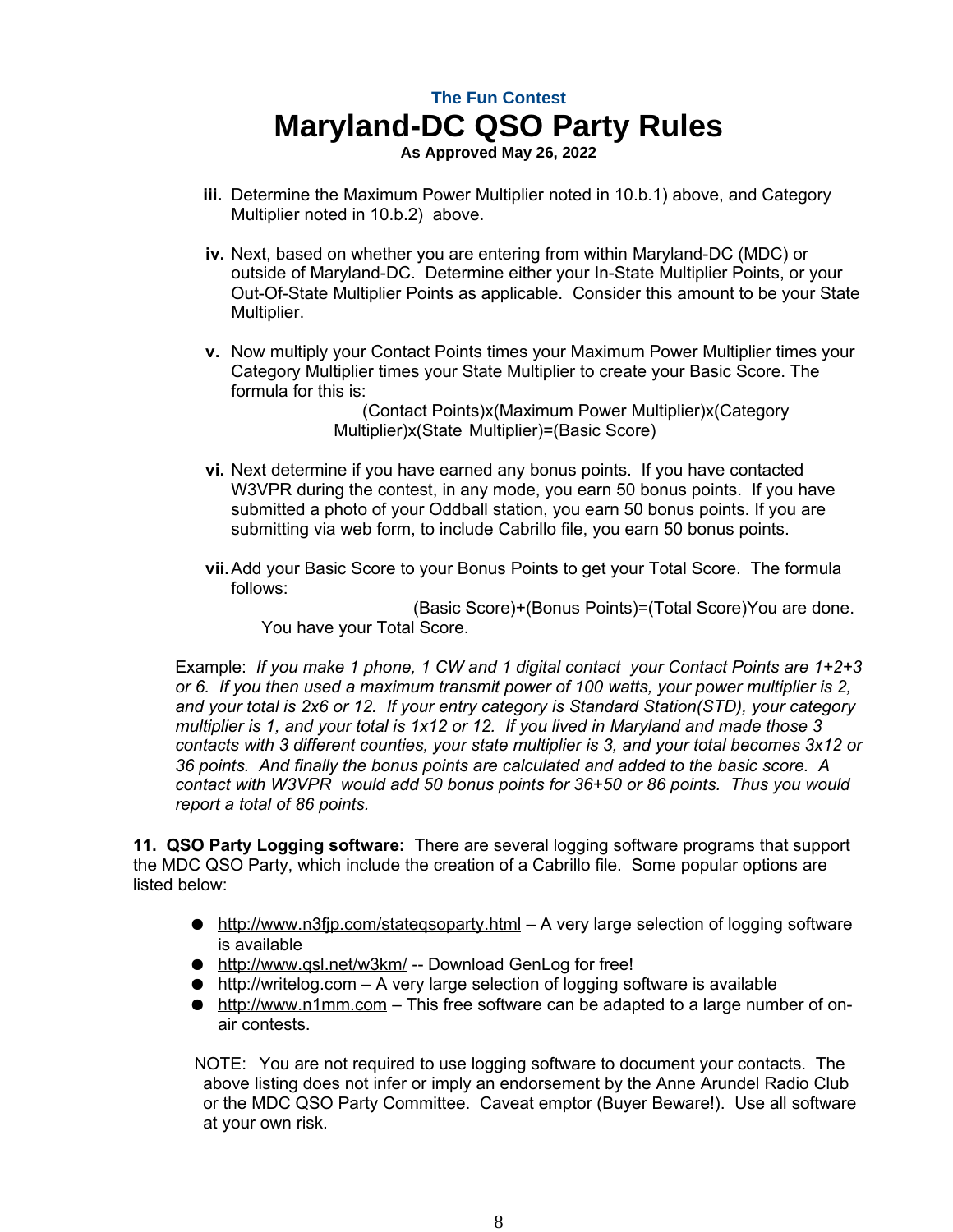iii. Determine the Maximum Power Multiplier noted in 10.b.1) above, and Category Multiplier noted in 10.b.2) above.

iv. Next, based on whether you are entering from within Maryland-DC (MDC) or outside of Maryland-DC. Determine either your In-State Multiplier Points, or your Out-Of-State Multiplier Points as applicable. Consider this amount to be your State Multiplier.

v. Now multiply your Contact Points times your Maximum Power Multiplier times your Category Multiplier times your State Multiplier to create your Basic Score. The formula for this is:

(Contact Points)x(Maximum Power Multiplier)x(Category Multiplier)x(State Multiplier)=(Basic Score)

vi. Next determine if you have earned any bonus points. If you have contacted W3VPR during the contest, in any mode, you earn 50 bonus points. If you have submitted a photo of your Oddball station, you earn 50 bonus points. If you are submitting via web form, to include Cabrillo file, you earn 50 bonus points.

vii. Add your Basic Score to your Bonus Points to get your Total Score. The formula follows:

(Basic Score)+(Bonus Points)=(Total Score)You are done. You have your Total Score.

Example: *If you make 1 phone, 1 CW and 1 digital contact your Contact Points are 1+2+3 or 6. If you then used a maximum transmit power of 100 watts, your power multiplier is 2, and your total is 2x6 or 12. If your entry category is Standard Station(STD), your category multiplier is 1, and your total is 1x12 or 12. If you lived in Maryland and made those 3 contacts with 3 different counties, your state multiplier is 3, and your total becomes 3x12 or 36 points. And finally the bonus points are calculated and added to the basic score. A contact with W3VPR would add 50 bonus points for 36+50 or 86 points. Thus you would report a total of 86 points.*

**11. QSO Party Logging software:** There are several logging software programs that support the MDC QSO Party, which include the creation of a Cabrillo file. Some popular options are listed below:

- http://www.n3fjp.com/stateqsoparty.html – A very large selection of logging software is available
- http://www.qsl.net/w3km/ -- Download GenLog for free!
- http://writelog.com – A very large selection of logging software is available
- http://www.n1mm.com – This free software can be adapted to a large number of on-air contests.

NOTE: You are not required to use logging software to document your contacts. The above listing does not infer or imply an endorsement by the Anne Arundel Radio Club or the MDC QSO Party Committee. Caveat emptor (Buyer Beware!). Use all software at your own risk.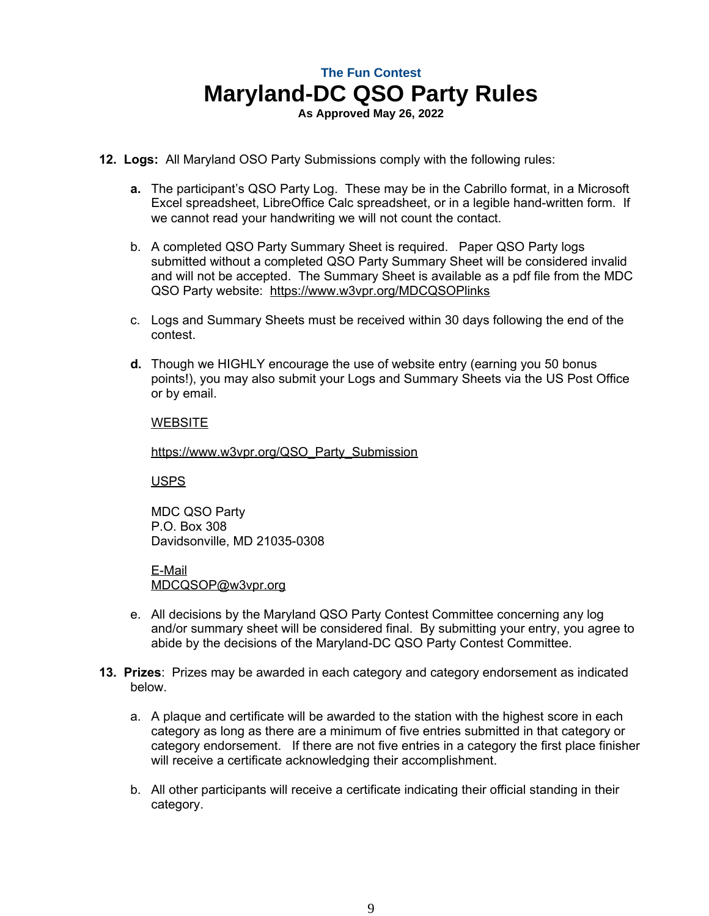The Fun Contest

# Maryland-DC QSO Party Rules

**As Approved May 26, 2022**

**12. Logs:** All Maryland OSO Party Submissions comply with the following rules:

**a.** The participant's QSO Party Log. These may be in the Cabrillo format, in a Microsoft Excel spreadsheet, LibreOffice Calc spreadsheet, or in a legible hand-written form. If we cannot read your handwriting we will not count the contact.

b. A completed QSO Party Summary Sheet is required. Paper QSO Party logs submitted without a completed QSO Party Summary Sheet will be considered invalid and will not be accepted. The Summary Sheet is available as a pdf file from the MDC QSO Party website: https://www.w3vpr.org/MDCQSOPlinks

c. Logs and Summary Sheets must be received within 30 days following the end of the contest.

**d.** Though we HIGHLY encourage the use of website entry (earning you 50 bonus points!), you may also submit your Logs and Summary Sheets via the US Post Office or by email.

WEBSITE

https://www.w3vpr.org/QSO_Party_Submission

USPS

MDC QSO Party
P.O. Box 308
Davidsonville, MD 21035-0308

E-Mail
MDCQSOP@w3vpr.org

e. All decisions by the Maryland QSO Party Contest Committee concerning any log and/or summary sheet will be considered final. By submitting your entry, you agree to abide by the decisions of the Maryland-DC QSO Party Contest Committee.

**13. Prizes**: Prizes may be awarded in each category and category endorsement as indicated below.

a. A plaque and certificate will be awarded to the station with the highest score in each category as long as there are a minimum of five entries submitted in that category or category endorsement. If there are not five entries in a category the first place finisher will receive a certificate acknowledging their accomplishment.

b. All other participants will receive a certificate indicating their official standing in their category.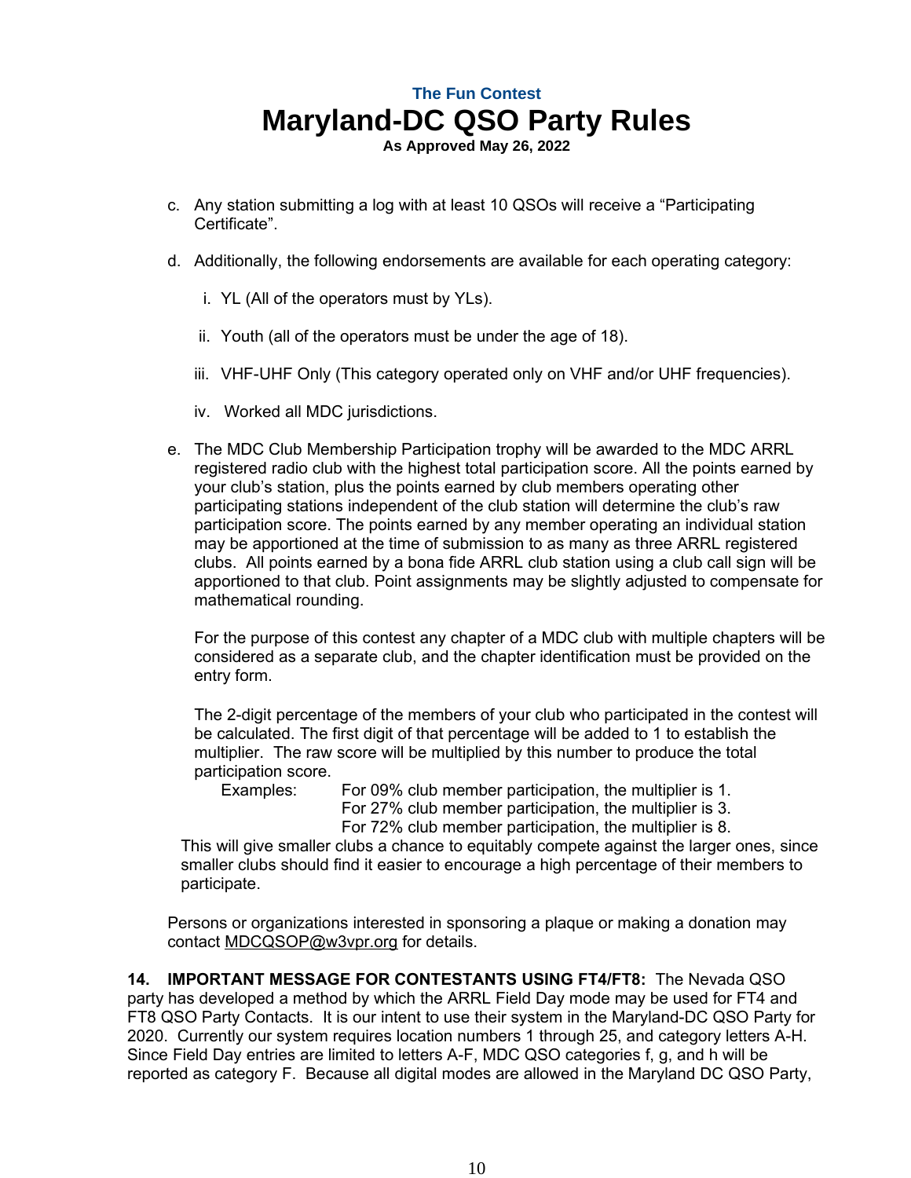c. Any station submitting a log with at least 10 QSOs will receive a "Participating Certificate".

d. Additionally, the following endorsements are available for each operating category:

   i. YL (All of the operators must by YLs).

   ii. Youth (all of the operators must be under the age of 18).

   iii. VHF-UHF Only (This category operated only on VHF and/or UHF frequencies).

   iv. Worked all MDC jurisdictions.

e. The MDC Club Membership Participation trophy will be awarded to the MDC ARRL registered radio club with the highest total participation score. All the points earned by your club's station, plus the points earned by club members operating other participating stations independent of the club station will determine the club's raw participation score. The points earned by any member operating an individual station may be apportioned at the time of submission to as many as three ARRL registered clubs. All points earned by a bona fide ARRL club station using a club call sign will be apportioned to that club. Point assignments may be slightly adjusted to compensate for mathematical rounding.

   For the purpose of this contest any chapter of a MDC club with multiple chapters will be considered as a separate club, and the chapter identification must be provided on the entry form.

   The 2-digit percentage of the members of your club who participated in the contest will be calculated. The first digit of that percentage will be added to 1 to establish the multiplier. The raw score will be multiplied by this number to produce the total participation score.

   Examples: For 09% club member participation, the multiplier is 1.
   For 27% club member participation, the multiplier is 3.
   For 72% club member participation, the multiplier is 8.

   This will give smaller clubs a chance to equitably compete against the larger ones, since smaller clubs should find it easier to encourage a high percentage of their members to participate.

Persons or organizations interested in sponsoring a plaque or making a donation may contact MDCQSOP@w3vpr.org for details.

**14. IMPORTANT MESSAGE FOR CONTESTANTS USING FT4/FT8:** The Nevada QSO party has developed a method by which the ARRL Field Day mode may be used for FT4 and FT8 QSO Party Contacts. It is our intent to use their system in the Maryland-DC QSO Party for 2020. Currently our system requires location numbers 1 through 25, and category letters A-H. Since Field Day entries are limited to letters A-F, MDC QSO categories f, g, and h will be reported as category F. Because all digital modes are allowed in the Maryland DC QSO Party,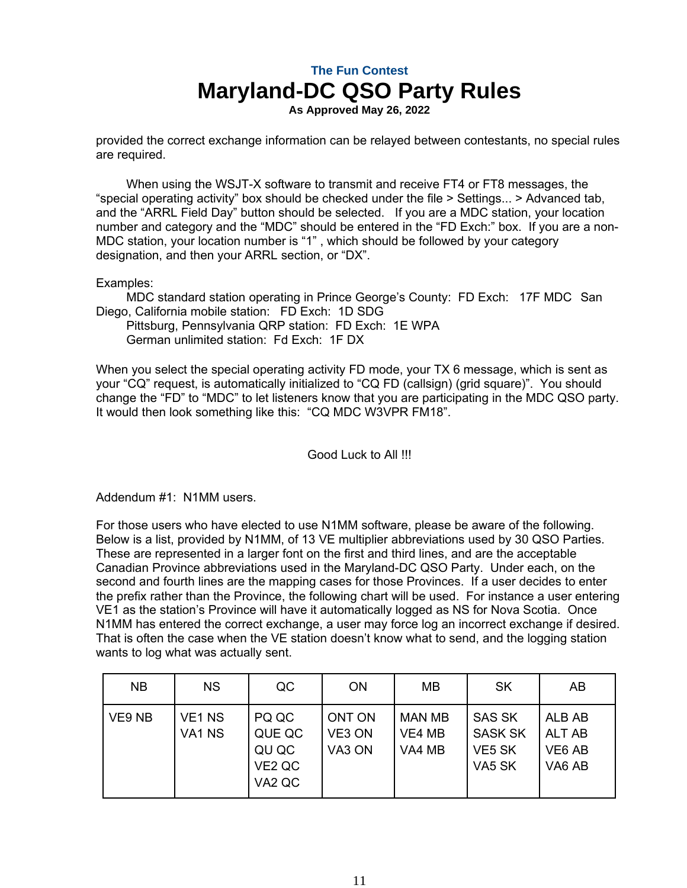provided the correct exchange information can be relayed between contestants, no special rules are required.

When using the WSJT-X software to transmit and receive FT4 or FT8 messages, the "special operating activity" box should be checked under the file > Settings... > Advanced tab, and the "ARRL Field Day" button should be selected. If you are a MDC station, your location number and category and the "MDC" should be entered in the "FD Exch:" box. If you are a non-MDC station, your location number is "1" , which should be followed by your category designation, and then your ARRL section, or "DX".

Examples:

MDC standard station operating in Prince George's County: FD Exch: 17F MDC San Diego, California mobile station: FD Exch: 1D SDG

Pittsburg, Pennsylvania QRP station: FD Exch: 1E WPA

German unlimited station: Fd Exch: 1F DX

When you select the special operating activity FD mode, your TX 6 message, which is sent as your "CQ" request, is automatically initialized to "CQ FD (callsign) (grid square)". You should change the "FD" to "MDC" to let listeners know that you are participating in the MDC QSO party. It would then look something like this: "CQ MDC W3VPR FM18".

Good Luck to All !!!

Addendum #1: N1MM users.

For those users who have elected to use N1MM software, please be aware of the following. Below is a list, provided by N1MM, of 13 VE multiplier abbreviations used by 30 QSO Parties. These are represented in a larger font on the first and third lines, and are the acceptable Canadian Province abbreviations used in the Maryland-DC QSO Party. Under each, on the second and fourth lines are the mapping cases for those Provinces. If a user decides to enter the prefix rather than the Province, the following chart will be used. For instance a user entering VE1 as the station's Province will have it automatically logged as NS for Nova Scotia. Once N1MM has entered the correct exchange, a user may force log an incorrect exchange if desired. That is often the case when the VE station doesn't know what to send, and the logging station wants to log what was actually sent.

| NB | NS | QC | ON | MB | SK | AB |
|---|---|---|---|---|---|---|
| VE9 NB | VE1 NS<br>VA1 NS | PQ QC<br>QUE QC<br>QU QC<br>VE2 QC<br>VA2 QC | ONT ON<br>VE3 ON<br>VA3 ON | MAN MB<br>VE4 MB<br>VA4 MB | SAS SK<br>SASK SK<br>VE5 SK<br>VA5 SK | ALB AB<br>ALT AB<br>VE6 AB<br>VA6 AB |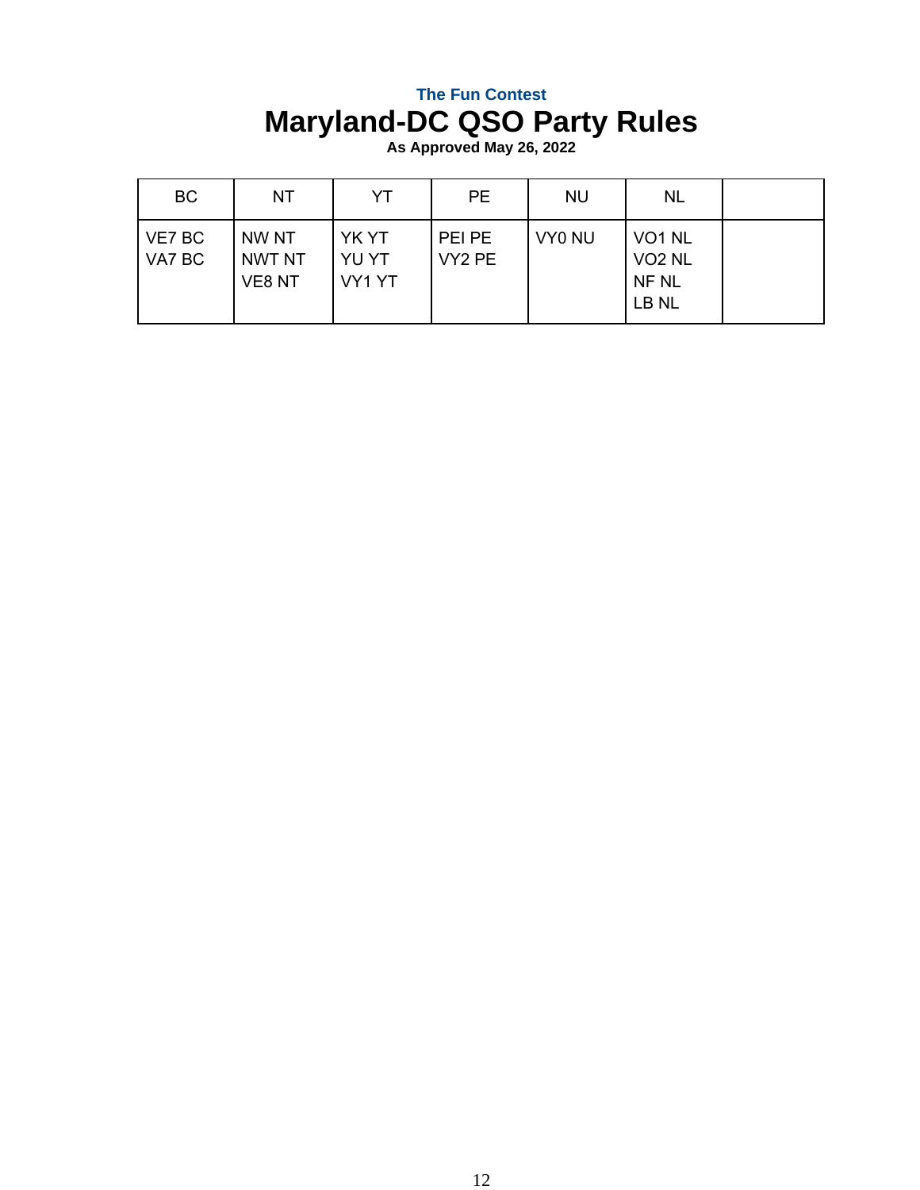| BC | NT | YT | PE | NU | NL | |
|---|---|---|---|---|---|---|
| VE7 BC<br>VA7 BC | NW NT<br>NWT NT<br>VE8 NT | YK YT<br>YU YT<br>VY1 YT | PEI PE<br>VY2 PE | VY0 NU | VO1 NL<br>VO2 NL<br>NF NL<br>LB NL | |